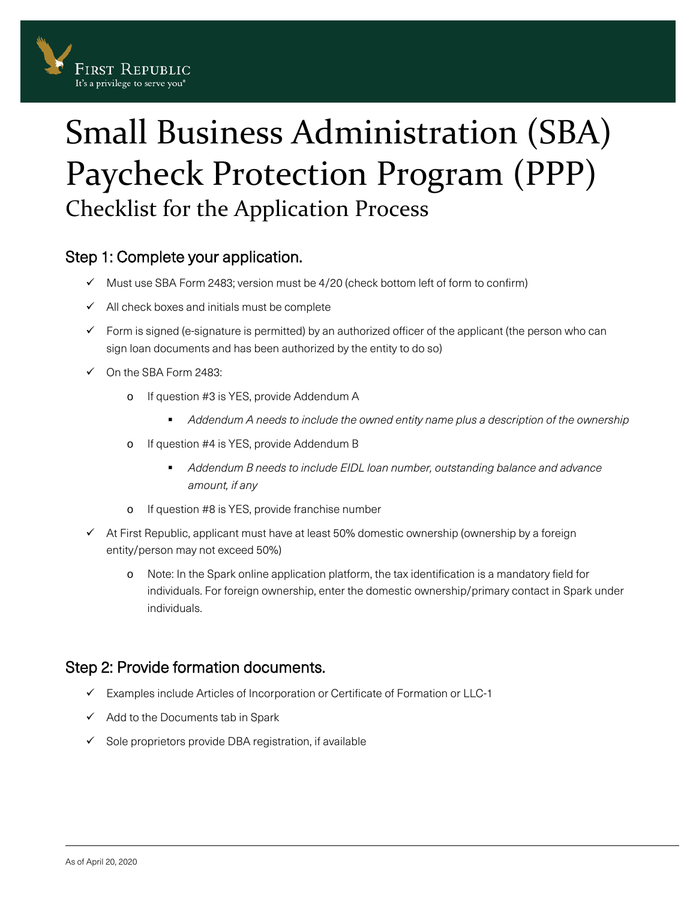First Republic
It's a privilege to serve you®

# Small Business Administration (SBA) Paycheck Protection Program (PPP)

## Checklist for the Application Process

### Step 1: Complete your application.

- ✓ Must use SBA Form 2483; version must be 4/20 (check bottom left of form to confirm)
- ✓ All check boxes and initials must be complete
- ✓ Form is signed (e-signature is permitted) by an authorized officer of the applicant (the person who can sign loan documents and has been authorized by the entity to do so)
- ✓ On the SBA Form 2483:
  - If question #3 is YES, provide Addendum A
    - *Addendum A needs to include the owned entity name plus a description of the ownership*
  - If question #4 is YES, provide Addendum B
    - *Addendum B needs to include EIDL loan number, outstanding balance and advance amount, if any*
  - If question #8 is YES, provide franchise number
- ✓ At First Republic, applicant must have at least 50% domestic ownership (ownership by a foreign entity/person may not exceed 50%)
  - Note: In the Spark online application platform, the tax identification is a mandatory field for individuals. For foreign ownership, enter the domestic ownership/primary contact in Spark under individuals.

### Step 2: Provide formation documents.

- ✓ Examples include Articles of Incorporation or Certificate of Formation or LLC-1
- ✓ Add to the Documents tab in Spark
- ✓ Sole proprietors provide DBA registration, if available

As of April 20, 2020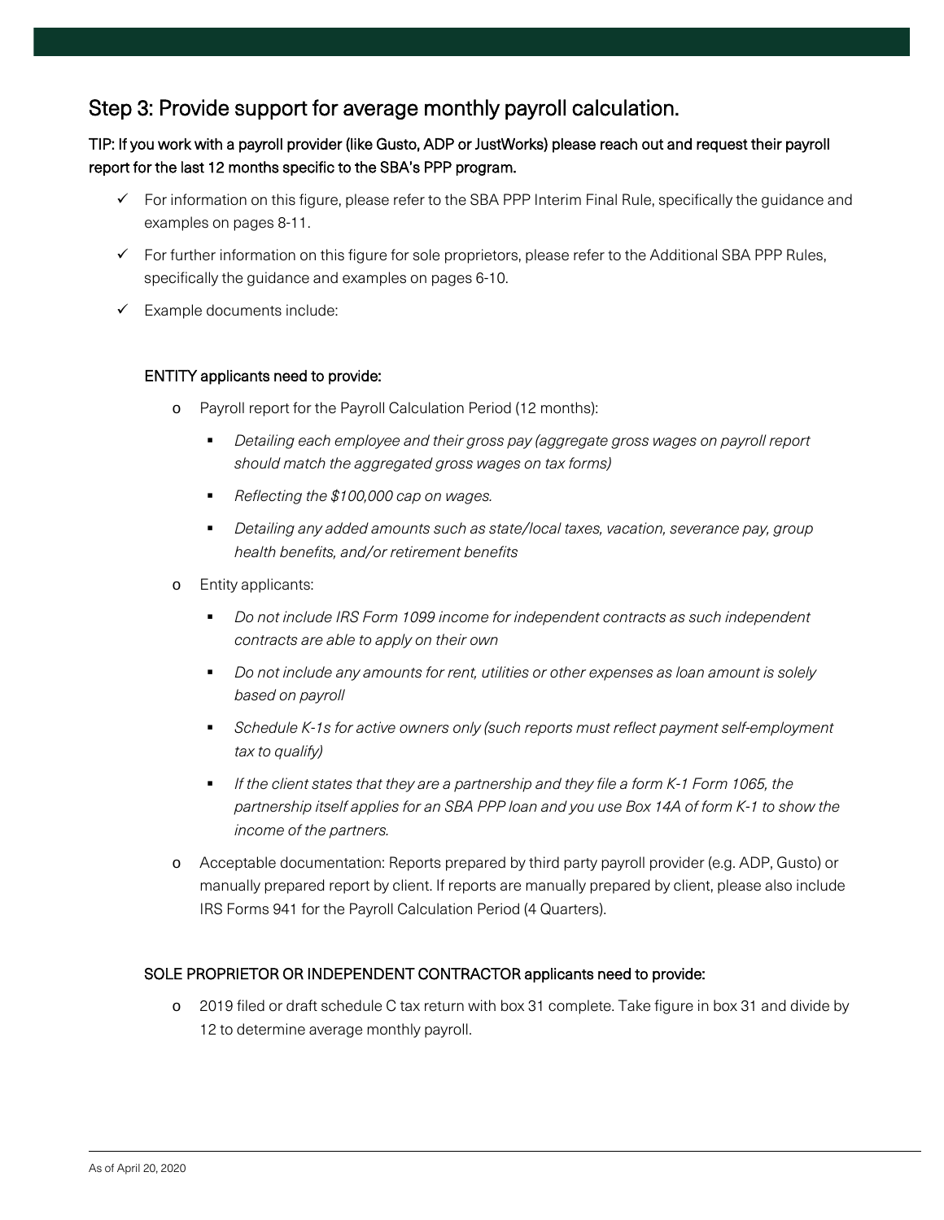## Step 3: Provide support for average monthly payroll calculation.

**TIP: If you work with a payroll provider (like Gusto, ADP or JustWorks) please reach out and request their payroll report for the last 12 months specific to the SBA's PPP program.**

- ✓ For information on this figure, please refer to the SBA PPP Interim Final Rule, specifically the guidance and examples on pages 8-11.
- ✓ For further information on this figure for sole proprietors, please refer to the Additional SBA PPP Rules, specifically the guidance and examples on pages 6-10.
- ✓ Example documents include:

**ENTITY applicants need to provide:**

- Payroll report for the Payroll Calculation Period (12 months):
  - *Detailing each employee and their gross pay (aggregate gross wages on payroll report should match the aggregated gross wages on tax forms)*
  - *Reflecting the $100,000 cap on wages.*
  - *Detailing any added amounts such as state/local taxes, vacation, severance pay, group health benefits, and/or retirement benefits*
- Entity applicants:
  - *Do not include IRS Form 1099 income for independent contracts as such independent contracts are able to apply on their own*
  - *Do not include any amounts for rent, utilities or other expenses as loan amount is solely based on payroll*
  - *Schedule K-1s for active owners only (such reports must reflect payment self-employment tax to qualify)*
  - *If the client states that they are a partnership and they file a form K-1 Form 1065, the partnership itself applies for an SBA PPP loan and you use Box 14A of form K-1 to show the income of the partners.*
- Acceptable documentation: Reports prepared by third party payroll provider (e.g. ADP, Gusto) or manually prepared report by client. If reports are manually prepared by client, please also include IRS Forms 941 for the Payroll Calculation Period (4 Quarters).

**SOLE PROPRIETOR OR INDEPENDENT CONTRACTOR applicants need to provide:**

- 2019 filed or draft schedule C tax return with box 31 complete. Take figure in box 31 and divide by 12 to determine average monthly payroll.

As of April 20, 2020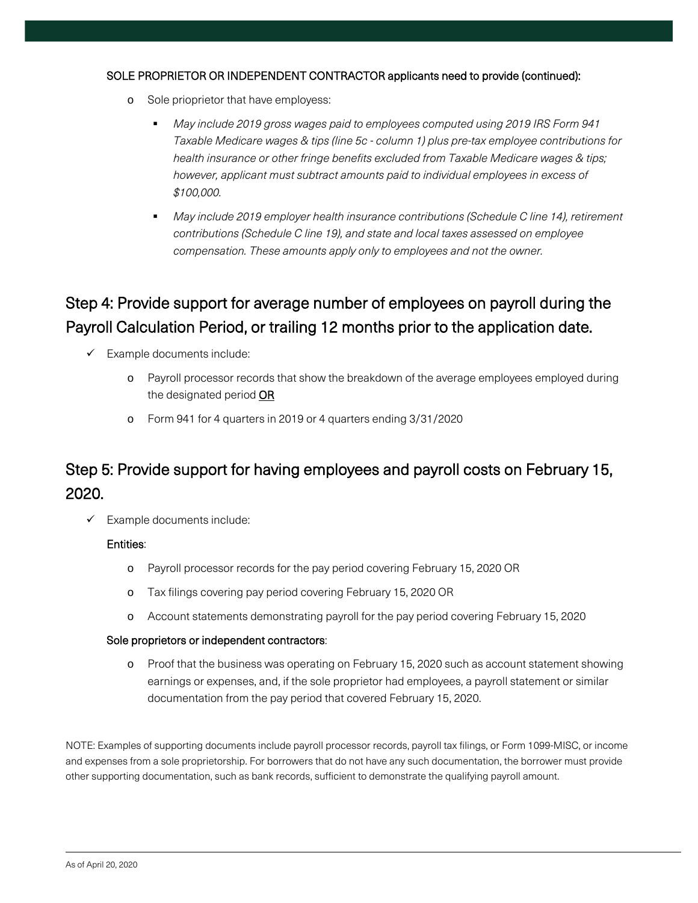SOLE PROPRIETOR OR INDEPENDENT CONTRACTOR applicants need to provide (continued):

- Sole priopríetor that have employess:
  - *May include 2019 gross wages paid to employees computed using 2019 IRS Form 941 Taxable Medicare wages & tips (line 5c - column 1) plus pre-tax employee contributions for health insurance or other fringe benefits excluded from Taxable Medicare wages & tips; however, applicant must subtract amounts paid to individual employees in excess of $100,000.*
  - *May include 2019 employer health insurance contributions (Schedule C line 14), retirement contributions (Schedule C line 19), and state and local taxes assessed on employee compensation. These amounts apply only to employees and not the owner.*

## Step 4: Provide support for average number of employees on payroll during the Payroll Calculation Period, or trailing 12 months prior to the application date.

- ✓ Example documents include:
  - Payroll processor records that show the breakdown of the average employees employed during the designated period OR
  - Form 941 for 4 quarters in 2019 or 4 quarters ending 3/31/2020

## Step 5: Provide support for having employees and payroll costs on February 15, 2020.

- ✓ Example documents include:

  Entities:

  - Payroll processor records for the pay period covering February 15, 2020 OR
  - Tax filings covering pay period covering February 15, 2020 OR
  - Account statements demonstrating payroll for the pay period covering February 15, 2020

  Sole proprietors or independent contractors:

  - Proof that the business was operating on February 15, 2020 such as account statement showing earnings or expenses, and, if the sole proprietor had employees, a payroll statement or similar documentation from the pay period that covered February 15, 2020.

NOTE: Examples of supporting documents include payroll processor records, payroll tax filings, or Form 1099-MISC, or income and expenses from a sole proprietorship. For borrowers that do not have any such documentation, the borrower must provide other supporting documentation, such as bank records, sufficient to demonstrate the qualifying payroll amount.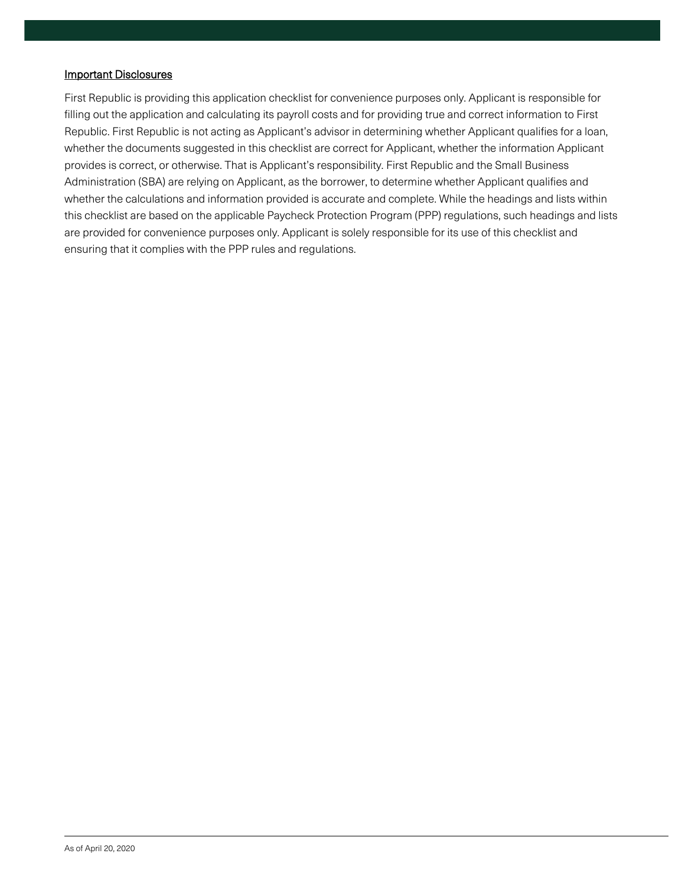Important Disclosures

First Republic is providing this application checklist for convenience purposes only. Applicant is responsible for filling out the application and calculating its payroll costs and for providing true and correct information to First Republic. First Republic is not acting as Applicant's advisor in determining whether Applicant qualifies for a loan, whether the documents suggested in this checklist are correct for Applicant, whether the information Applicant provides is correct, or otherwise. That is Applicant's responsibility. First Republic and the Small Business Administration (SBA) are relying on Applicant, as the borrower, to determine whether Applicant qualifies and whether the calculations and information provided is accurate and complete. While the headings and lists within this checklist are based on the applicable Paycheck Protection Program (PPP) regulations, such headings and lists are provided for convenience purposes only. Applicant is solely responsible for its use of this checklist and ensuring that it complies with the PPP rules and regulations.

As of April 20, 2020